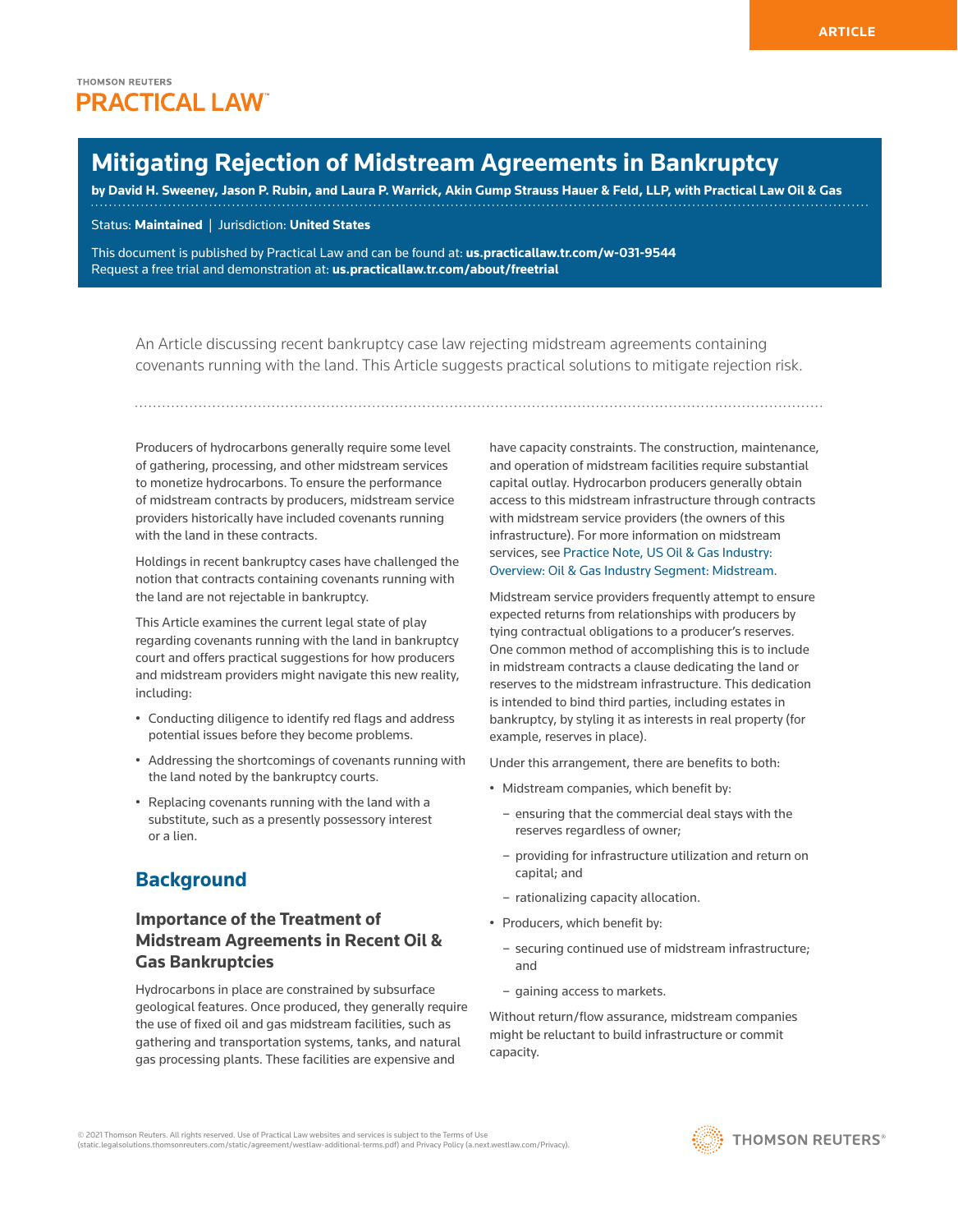ARTICLE

THOMSON REUTERS
PRACTICAL LAW

# Mitigating Rejection of Midstream Agreements in Bankruptcy

**by David H. Sweeney, Jason P. Rubin, and Laura P. Warrick, Akin Gump Strauss Hauer & Feld, LLP, with Practical Law Oil & Gas**

Status: **Maintained** | Jurisdiction: **United States**

This document is published by Practical Law and can be found at: **us.practicallaw.tr.com/w-031-9544**
Request a free trial and demonstration at: **us.practicallaw.tr.com/about/freetrial**

An Article discussing recent bankruptcy case law rejecting midstream agreements containing covenants running with the land. This Article suggests practical solutions to mitigate rejection risk.

Producers of hydrocarbons generally require some level of gathering, processing, and other midstream services to monetize hydrocarbons. To ensure the performance of midstream contracts by producers, midstream service providers historically have included covenants running with the land in these contracts.

Holdings in recent bankruptcy cases have challenged the notion that contracts containing covenants running with the land are not rejectable in bankruptcy.

This Article examines the current legal state of play regarding covenants running with the land in bankruptcy court and offers practical suggestions for how producers and midstream providers might navigate this new reality, including:

- Conducting diligence to identify red flags and address potential issues before they become problems.
- Addressing the shortcomings of covenants running with the land noted by the bankruptcy courts.
- Replacing covenants running with the land with a substitute, such as a presently possessory interest or a lien.

## Background

### Importance of the Treatment of Midstream Agreements in Recent Oil & Gas Bankruptcies

Hydrocarbons in place are constrained by subsurface geological features. Once produced, they generally require the use of fixed oil and gas midstream facilities, such as gathering and transportation systems, tanks, and natural gas processing plants. These facilities are expensive and have capacity constraints. The construction, maintenance, and operation of midstream facilities require substantial capital outlay. Hydrocarbon producers generally obtain access to this midstream infrastructure through contracts with midstream service providers (the owners of this infrastructure). For more information on midstream services, see Practice Note, US Oil & Gas Industry: Overview: Oil & Gas Industry Segment: Midstream.

Midstream service providers frequently attempt to ensure expected returns from relationships with producers by tying contractual obligations to a producer's reserves. One common method of accomplishing this is to include in midstream contracts a clause dedicating the land or reserves to the midstream infrastructure. This dedication is intended to bind third parties, including estates in bankruptcy, by styling it as interests in real property (for example, reserves in place).

Under this arrangement, there are benefits to both:

- Midstream companies, which benefit by:
  - ensuring that the commercial deal stays with the reserves regardless of owner;
  - providing for infrastructure utilization and return on capital; and
  - rationalizing capacity allocation.
- Producers, which benefit by:
  - securing continued use of midstream infrastructure; and
  - gaining access to markets.

Without return/flow assurance, midstream companies might be reluctant to build infrastructure or commit capacity.

© 2021 Thomson Reuters. All rights reserved. Use of Practical Law websites and services is subject to the Terms of Use (static.legalsolutions.thomsonreuters.com/static/agreement/westlaw-additional-terms.pdf) and Privacy Policy (a.next.westlaw.com/Privacy).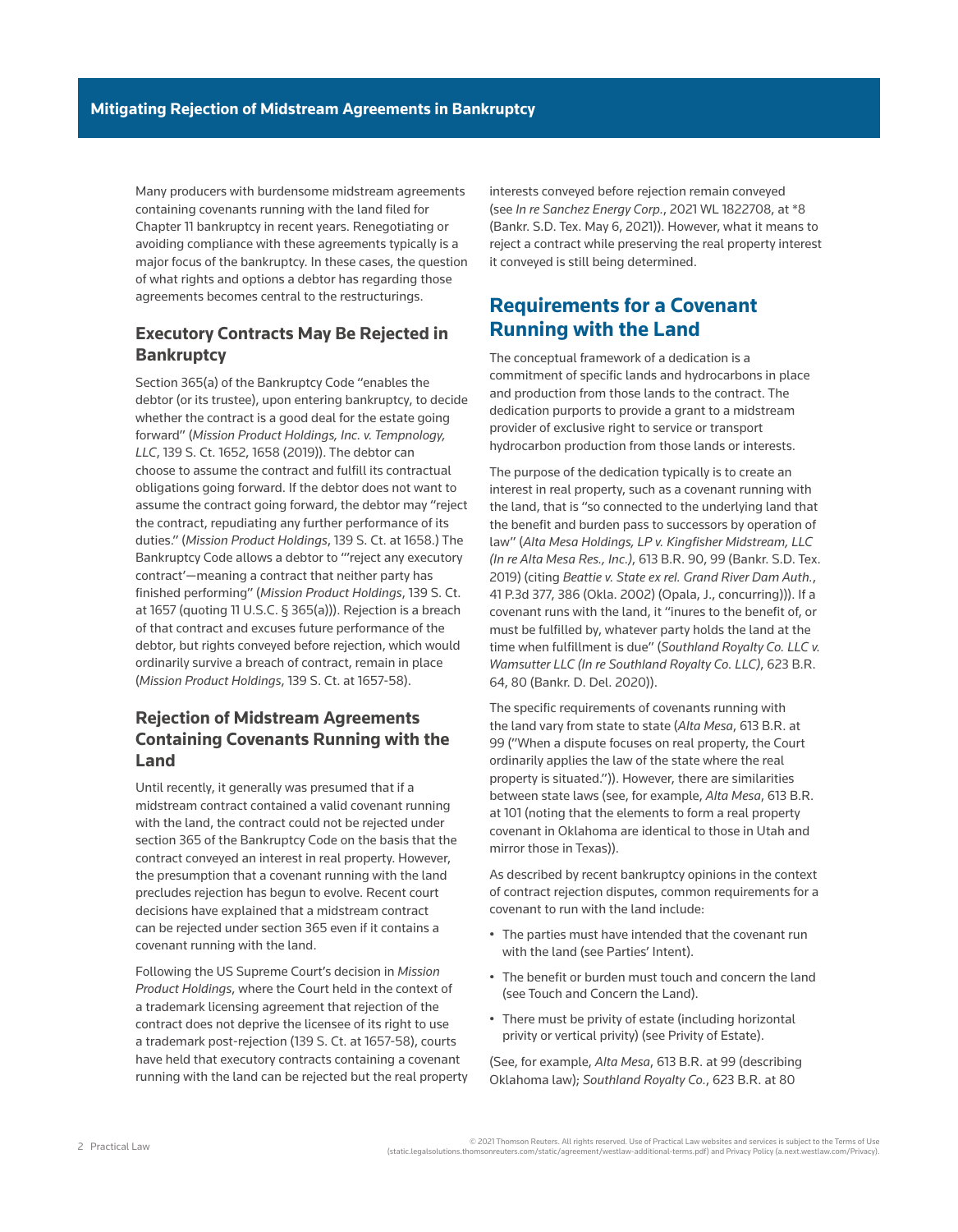Many producers with burdensome midstream agreements containing covenants running with the land filed for Chapter 11 bankruptcy in recent years. Renegotiating or avoiding compliance with these agreements typically is a major focus of the bankruptcy. In these cases, the question of what rights and options a debtor has regarding those agreements becomes central to the restructurings.

## Executory Contracts May Be Rejected in Bankruptcy

Section 365(a) of the Bankruptcy Code "enables the debtor (or its trustee), upon entering bankruptcy, to decide whether the contract is a good deal for the estate going forward" (*Mission Product Holdings, Inc. v. Tempnology, LLC*, 139 S. Ct. 1652, 1658 (2019)). The debtor can choose to assume the contract and fulfill its contractual obligations going forward. If the debtor does not want to assume the contract going forward, the debtor may "reject the contract, repudiating any further performance of its duties." (*Mission Product Holdings*, 139 S. Ct. at 1658.) The Bankruptcy Code allows a debtor to "'reject any executory contract'—meaning a contract that neither party has finished performing" (*Mission Product Holdings*, 139 S. Ct. at 1657 (quoting 11 U.S.C. § 365(a))). Rejection is a breach of that contract and excuses future performance of the debtor, but rights conveyed before rejection, which would ordinarily survive a breach of contract, remain in place (*Mission Product Holdings*, 139 S. Ct. at 1657-58).

## Rejection of Midstream Agreements Containing Covenants Running with the Land

Until recently, it generally was presumed that if a midstream contract contained a valid covenant running with the land, the contract could not be rejected under section 365 of the Bankruptcy Code on the basis that the contract conveyed an interest in real property. However, the presumption that a covenant running with the land precludes rejection has begun to evolve. Recent court decisions have explained that a midstream contract can be rejected under section 365 even if it contains a covenant running with the land.

Following the US Supreme Court's decision in *Mission Product Holdings*, where the Court held in the context of a trademark licensing agreement that rejection of the contract does not deprive the licensee of its right to use a trademark post-rejection (139 S. Ct. at 1657-58), courts have held that executory contracts containing a covenant running with the land can be rejected but the real property interests conveyed before rejection remain conveyed (see *In re Sanchez Energy Corp.*, 2021 WL 1822708, at *8 (Bankr. S.D. Tex. May 6, 2021)). However, what it means to reject a contract while preserving the real property interest it conveyed is still being determined.

# Requirements for a Covenant Running with the Land

The conceptual framework of a dedication is a commitment of specific lands and hydrocarbons in place and production from those lands to the contract. The dedication purports to provide a grant to a midstream provider of exclusive right to service or transport hydrocarbon production from those lands or interests.

The purpose of the dedication typically is to create an interest in real property, such as a covenant running with the land, that is "so connected to the underlying land that the benefit and burden pass to successors by operation of law" (*Alta Mesa Holdings, LP v. Kingfisher Midstream, LLC (In re Alta Mesa Res., Inc.)*, 613 B.R. 90, 99 (Bankr. S.D. Tex. 2019) (citing *Beattie v. State ex rel. Grand River Dam Auth.*, 41 P.3d 377, 386 (Okla. 2002) (Opala, J., concurring))). If a covenant runs with the land, it "inures to the benefit of, or must be fulfilled by, whatever party holds the land at the time when fulfillment is due" (*Southland Royalty Co. LLC v. Wamsutter LLC (In re Southland Royalty Co. LLC)*, 623 B.R. 64, 80 (Bankr. D. Del. 2020)).

The specific requirements of covenants running with the land vary from state to state (*Alta Mesa*, 613 B.R. at 99 ("When a dispute focuses on real property, the Court ordinarily applies the law of the state where the real property is situated.")). However, there are similarities between state laws (see, for example, *Alta Mesa*, 613 B.R. at 101 (noting that the elements to form a real property covenant in Oklahoma are identical to those in Utah and mirror those in Texas)).

As described by recent bankruptcy opinions in the context of contract rejection disputes, common requirements for a covenant to run with the land include:

- The parties must have intended that the covenant run with the land (see Parties' Intent).
- The benefit or burden must touch and concern the land (see Touch and Concern the Land).
- There must be privity of estate (including horizontal privity or vertical privity) (see Privity of Estate).

(See, for example, *Alta Mesa*, 613 B.R. at 99 (describing Oklahoma law); *Southland Royalty Co.*, 623 B.R. at 80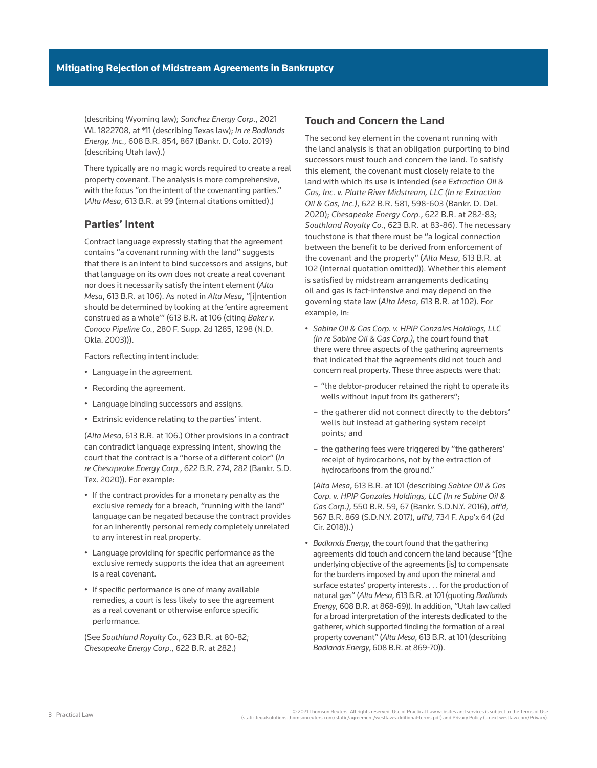(describing Wyoming law); *Sanchez Energy Corp.*, 2021 WL 1822708, at *11 (describing Texas law); *In re Badlands Energy, Inc.*, 608 B.R. 854, 867 (Bankr. D. Colo. 2019) (describing Utah law).)

There typically are no magic words required to create a real property covenant. The analysis is more comprehensive, with the focus "on the intent of the covenanting parties." (*Alta Mesa*, 613 B.R. at 99 (internal citations omitted).)

### Parties' Intent

Contract language expressly stating that the agreement contains "a covenant running with the land" suggests that there is an intent to bind successors and assigns, but that language on its own does not create a real covenant nor does it necessarily satisfy the intent element (*Alta Mesa*, 613 B.R. at 106). As noted in *Alta Mesa*, "[i]ntention should be determined by looking at the 'entire agreement construed as a whole'" (613 B.R. at 106 (citing *Baker v. Conoco Pipeline Co.*, 280 F. Supp. 2d 1285, 1298 (N.D. Okla. 2003))).

Factors reflecting intent include:

- Language in the agreement.
- Recording the agreement.
- Language binding successors and assigns.
- Extrinsic evidence relating to the parties' intent.

(*Alta Mesa*, 613 B.R. at 106.) Other provisions in a contract can contradict language expressing intent, showing the court that the contract is a "horse of a different color" (*In re Chesapeake Energy Corp.*, 622 B.R. 274, 282 (Bankr. S.D. Tex. 2020)). For example:

- If the contract provides for a monetary penalty as the exclusive remedy for a breach, "running with the land" language can be negated because the contract provides for an inherently personal remedy completely unrelated to any interest in real property.
- Language providing for specific performance as the exclusive remedy supports the idea that an agreement is a real covenant.
- If specific performance is one of many available remedies, a court is less likely to see the agreement as a real covenant or otherwise enforce specific performance.

(See *Southland Royalty Co.*, 623 B.R. at 80-82; *Chesapeake Energy Corp.*, 622 B.R. at 282.)

### Touch and Concern the Land

The second key element in the covenant running with the land analysis is that an obligation purporting to bind successors must touch and concern the land. To satisfy this element, the covenant must closely relate to the land with which its use is intended (see *Extraction Oil & Gas, Inc. v. Platte River Midstream, LLC (In re Extraction Oil & Gas, Inc.)*, 622 B.R. 581, 598-603 (Bankr. D. Del. 2020); *Chesapeake Energy Corp.*, 622 B.R. at 282-83; *Southland Royalty Co.*, 623 B.R. at 83-86). The necessary touchstone is that there must be "a logical connection between the benefit to be derived from enforcement of the covenant and the property" (*Alta Mesa*, 613 B.R. at 102 (internal quotation omitted)). Whether this element is satisfied by midstream arrangements dedicating oil and gas is fact-intensive and may depend on the governing state law (*Alta Mesa*, 613 B.R. at 102). For example, in:

- *Sabine Oil & Gas Corp. v. HPIP Gonzales Holdings, LLC (In re Sabine Oil & Gas Corp.)*, the court found that there were three aspects of the gathering agreements that indicated that the agreements did not touch and concern real property. These three aspects were that:
  - "the debtor-producer retained the right to operate its wells without input from its gatherers";
  - the gatherer did not connect directly to the debtors' wells but instead at gathering system receipt points; and
  - the gathering fees were triggered by "the gatherers' receipt of hydrocarbons, not by the extraction of hydrocarbons from the ground."

  (*Alta Mesa*, 613 B.R. at 101 (describing *Sabine Oil & Gas Corp. v. HPIP Gonzales Holdings, LLC (In re Sabine Oil & Gas Corp.)*, 550 B.R. 59, 67 (Bankr. S.D.N.Y. 2016), *aff'd*, 567 B.R. 869 (S.D.N.Y. 2017), *aff'd*, 734 F. App'x 64 (2d Cir. 2018)).)
- *Badlands Energy*, the court found that the gathering agreements did touch and concern the land because "[t]he underlying objective of the agreements [is] to compensate for the burdens imposed by and upon the mineral and surface estates' property interests . . . for the production of natural gas" (*Alta Mesa*, 613 B.R. at 101 (quoting *Badlands Energy*, 608 B.R. at 868-69)). In addition, "Utah law called for a broad interpretation of the interests dedicated to the gatherer, which supported finding the formation of a real property covenant" (*Alta Mesa*, 613 B.R. at 101 (describing *Badlands Energy*, 608 B.R. at 869-70)).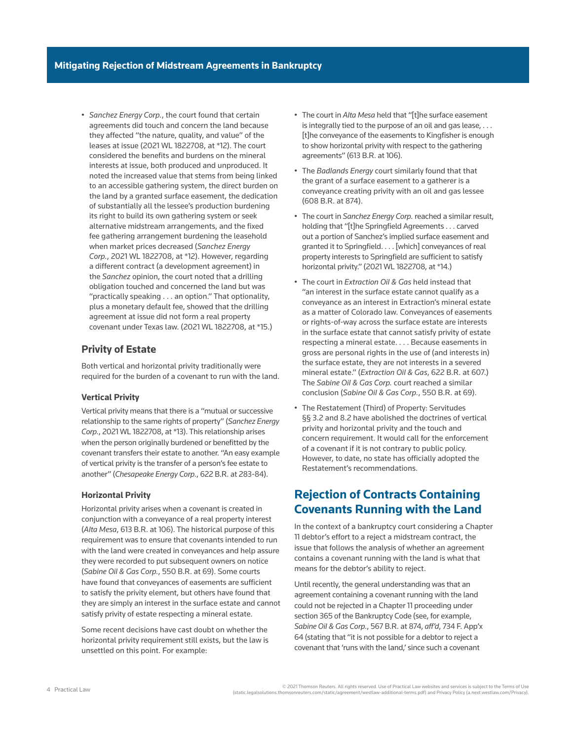- *Sanchez Energy Corp.*, the court found that certain agreements did touch and concern the land because they affected "the nature, quality, and value" of the leases at issue (2021 WL 1822708, at *12). The court considered the benefits and burdens on the mineral interests at issue, both produced and unproduced. It noted the increased value that stems from being linked to an accessible gathering system, the direct burden on the land by a granted surface easement, the dedication of substantially all the lessee's production burdening its right to build its own gathering system or seek alternative midstream arrangements, and the fixed fee gathering arrangement burdening the leasehold when market prices decreased (*Sanchez Energy Corp.*, 2021 WL 1822708, at *12). However, regarding a different contract (a development agreement) in the *Sanchez* opinion, the court noted that a drilling obligation touched and concerned the land but was "practically speaking . . . an option." That optionality, plus a monetary default fee, showed that the drilling agreement at issue did not form a real property covenant under Texas law. (2021 WL 1822708, at *15.)

## Privity of Estate

Both vertical and horizontal privity traditionally were required for the burden of a covenant to run with the land.

### Vertical Privity

Vertical privity means that there is a "mutual or successive relationship to the same rights of property" (*Sanchez Energy Corp.*, 2021 WL 1822708, at *13). This relationship arises when the person originally burdened or benefitted by the covenant transfers their estate to another. "An easy example of vertical privity is the transfer of a person's fee estate to another" (*Chesapeake Energy Corp.*, 622 B.R. at 283-84).

### Horizontal Privity

Horizontal privity arises when a covenant is created in conjunction with a conveyance of a real property interest (*Alta Mesa*, 613 B.R. at 106). The historical purpose of this requirement was to ensure that covenants intended to run with the land were created in conveyances and help assure they were recorded to put subsequent owners on notice (*Sabine Oil & Gas Corp.*, 550 B.R. at 69). Some courts have found that conveyances of easements are sufficient to satisfy the privity element, but others have found that they are simply an interest in the surface estate and cannot satisfy privity of estate respecting a mineral estate.

Some recent decisions have cast doubt on whether the horizontal privity requirement still exists, but the law is unsettled on this point. For example:

- The court in *Alta Mesa* held that "[t]he surface easement is integrally tied to the purpose of an oil and gas lease, . . . [t]he conveyance of the easements to Kingfisher is enough to show horizontal privity with respect to the gathering agreements" (613 B.R. at 106).
- The *Badlands Energy* court similarly found that that the grant of a surface easement to a gatherer is a conveyance creating privity with an oil and gas lessee (608 B.R. at 874).
- The court in *Sanchez Energy Corp.* reached a similar result, holding that "[t]he Springfield Agreements . . . carved out a portion of Sanchez's implied surface easement and granted it to Springfield. . . . [which] conveyances of real property interests to Springfield are sufficient to satisfy horizontal privity." (2021 WL 1822708, at *14.)
- The court in *Extraction Oil & Gas* held instead that "an interest in the surface estate cannot qualify as a conveyance as an interest in Extraction's mineral estate as a matter of Colorado law. Conveyances of easements or rights-of-way across the surface estate are interests in the surface estate that cannot satisfy privity of estate respecting a mineral estate. . . . Because easements in gross are personal rights in the use of (and interests in) the surface estate, they are not interests in a severed mineral estate." (*Extraction Oil & Gas*, 622 B.R. at 607.) The *Sabine Oil & Gas Corp.* court reached a similar conclusion (*Sabine Oil & Gas Corp.*, 550 B.R. at 69).
- The Restatement (Third) of Property: Servitudes §§ 3.2 and 8.2 have abolished the doctrines of vertical privity and horizontal privity and the touch and concern requirement. It would call for the enforcement of a covenant if it is not contrary to public policy. However, to date, no state has officially adopted the Restatement's recommendations.

## Rejection of Contracts Containing Covenants Running with the Land

In the context of a bankruptcy court considering a Chapter 11 debtor's effort to a reject a midstream contract, the issue that follows the analysis of whether an agreement contains a covenant running with the land is what that means for the debtor's ability to reject.

Until recently, the general understanding was that an agreement containing a covenant running with the land could not be rejected in a Chapter 11 proceeding under section 365 of the Bankruptcy Code (see, for example, *Sabine Oil & Gas Corp.*, 567 B.R. at 874, *aff'd*, 734 F. App'x 64 (stating that "it is not possible for a debtor to reject a covenant that 'runs with the land,' since such a covenant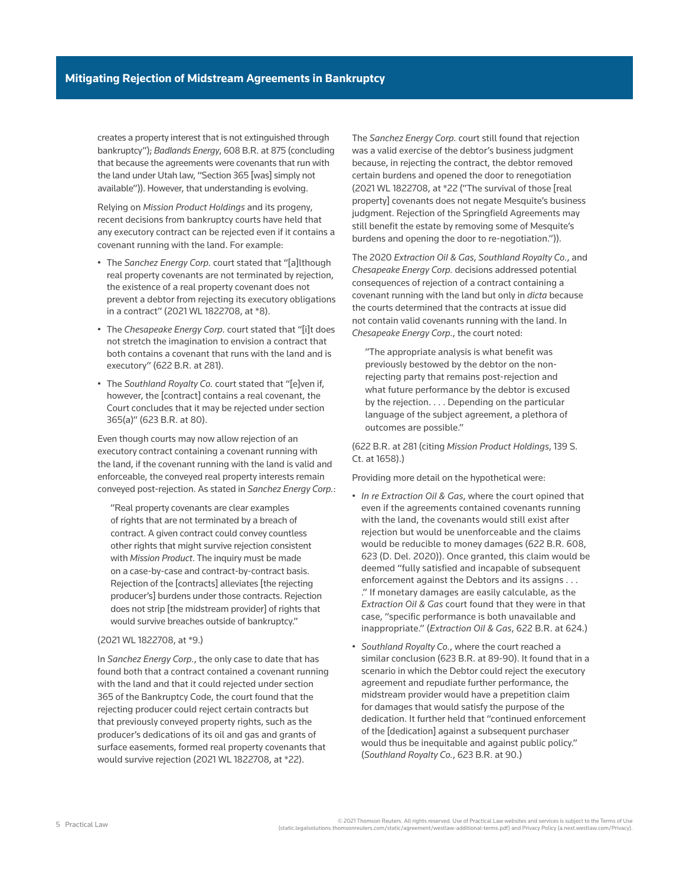creates a property interest that is not extinguished through bankruptcy"); *Badlands Energy*, 608 B.R. at 875 (concluding that because the agreements were covenants that run with the land under Utah law, "Section 365 [was] simply not available")). However, that understanding is evolving.

Relying on *Mission Product Holdings* and its progeny, recent decisions from bankruptcy courts have held that any executory contract can be rejected even if it contains a covenant running with the land. For example:

- The *Sanchez Energy Corp.* court stated that "[a]lthough real property covenants are not terminated by rejection, the existence of a real property covenant does not prevent a debtor from rejecting its executory obligations in a contract" (2021 WL 1822708, at *8).
- The *Chesapeake Energy Corp.* court stated that "[i]t does not stretch the imagination to envision a contract that both contains a covenant that runs with the land and is executory" (622 B.R. at 281).
- The *Southland Royalty Co.* court stated that "[e]ven if, however, the [contract] contains a real covenant, the Court concludes that it may be rejected under section 365(a)" (623 B.R. at 80).

Even though courts may now allow rejection of an executory contract containing a covenant running with the land, if the covenant running with the land is valid and enforceable, the conveyed real property interests remain conveyed post-rejection. As stated in *Sanchez Energy Corp.*:

> "Real property covenants are clear examples of rights that are not terminated by a breach of contract. A given contract could convey countless other rights that might survive rejection consistent with *Mission Product*. The inquiry must be made on a case-by-case and contract-by-contract basis. Rejection of the [contracts] alleviates [the rejecting producer's] burdens under those contracts. Rejection does not strip [the midstream provider] of rights that would survive breaches outside of bankruptcy."

(2021 WL 1822708, at *9.)

In *Sanchez Energy Corp.*, the only case to date that has found both that a contract contained a covenant running with the land and that it could rejected under section 365 of the Bankruptcy Code, the court found that the rejecting producer could reject certain contracts but that previously conveyed property rights, such as the producer's dedications of its oil and gas and grants of surface easements, formed real property covenants that would survive rejection (2021 WL 1822708, at *22).

The *Sanchez Energy Corp.* court still found that rejection was a valid exercise of the debtor's business judgment because, in rejecting the contract, the debtor removed certain burdens and opened the door to renegotiation (2021 WL 1822708, at *22 ("The survival of those [real property] covenants does not negate Mesquite's business judgment. Rejection of the Springfield Agreements may still benefit the estate by removing some of Mesquite's burdens and opening the door to re-negotiation.")).

The 2020 *Extraction Oil & Gas*, *Southland Royalty Co.*, and *Chesapeake Energy Corp.* decisions addressed potential consequences of rejection of a contract containing a covenant running with the land but only in *dicta* because the courts determined that the contracts at issue did not contain valid covenants running with the land. In *Chesapeake Energy Corp.*, the court noted:

> "The appropriate analysis is what benefit was previously bestowed by the debtor on the non-rejecting party that remains post-rejection and what future performance by the debtor is excused by the rejection. . . . Depending on the particular language of the subject agreement, a plethora of outcomes are possible."

(622 B.R. at 281 (citing *Mission Product Holdings*, 139 S. Ct. at 1658).)

Providing more detail on the hypothetical were:

- *In re Extraction Oil & Gas*, where the court opined that even if the agreements contained covenants running with the land, the covenants would still exist after rejection but would be unenforceable and the claims would be reducible to money damages (622 B.R. 608, 623 (D. Del. 2020)). Once granted, this claim would be deemed "fully satisfied and incapable of subsequent enforcement against the Debtors and its assigns . . . ." If monetary damages are easily calculable, as the *Extraction Oil & Gas* court found that they were in that case, "specific performance is both unavailable and inappropriate." (*Extraction Oil & Gas*, 622 B.R. at 624.)
- *Southland Royalty Co.*, where the court reached a similar conclusion (623 B.R. at 89-90). It found that in a scenario in which the Debtor could reject the executory agreement and repudiate further performance, the midstream provider would have a prepetition claim for damages that would satisfy the purpose of the dedication. It further held that "continued enforcement of the [dedication] against a subsequent purchaser would thus be inequitable and against public policy." (*Southland Royalty Co.*, 623 B.R. at 90.)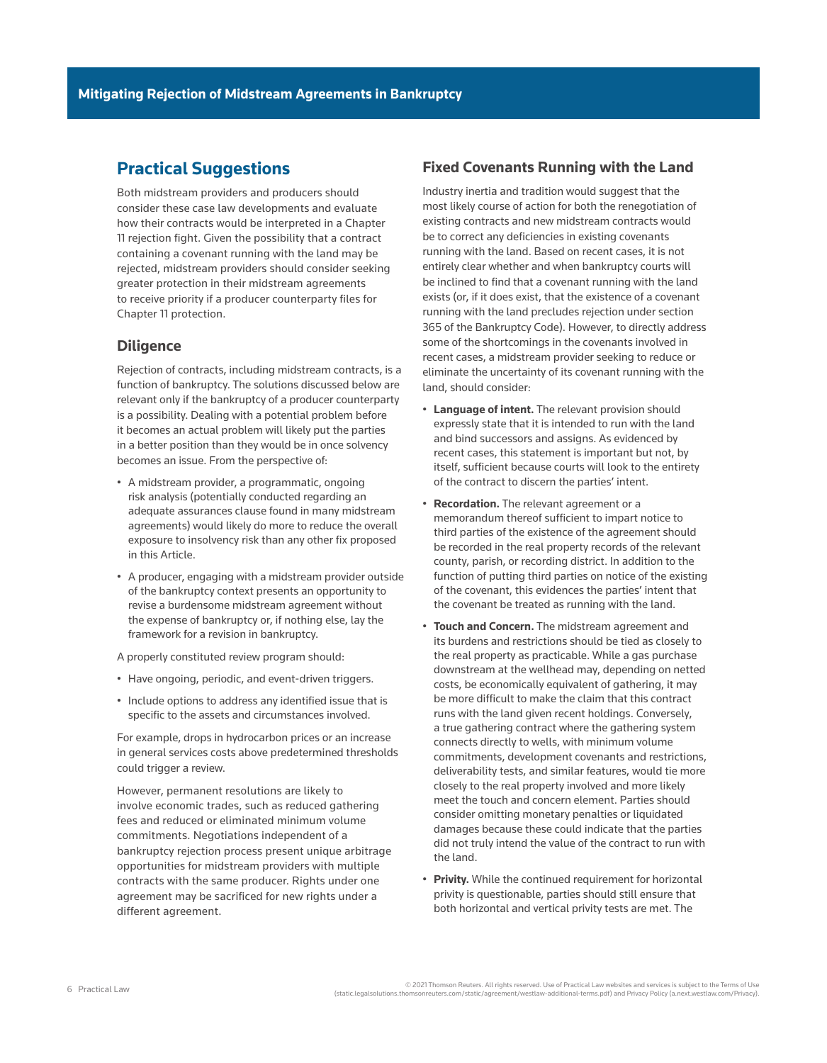## Practical Suggestions

Both midstream providers and producers should consider these case law developments and evaluate how their contracts would be interpreted in a Chapter 11 rejection fight. Given the possibility that a contract containing a covenant running with the land may be rejected, midstream providers should consider seeking greater protection in their midstream agreements to receive priority if a producer counterparty files for Chapter 11 protection.

### Diligence

Rejection of contracts, including midstream contracts, is a function of bankruptcy. The solutions discussed below are relevant only if the bankruptcy of a producer counterparty is a possibility. Dealing with a potential problem before it becomes an actual problem will likely put the parties in a better position than they would be in once solvency becomes an issue. From the perspective of:

- A midstream provider, a programmatic, ongoing risk analysis (potentially conducted regarding an adequate assurances clause found in many midstream agreements) would likely do more to reduce the overall exposure to insolvency risk than any other fix proposed in this Article.
- A producer, engaging with a midstream provider outside of the bankruptcy context presents an opportunity to revise a burdensome midstream agreement without the expense of bankruptcy or, if nothing else, lay the framework for a revision in bankruptcy.

A properly constituted review program should:

- Have ongoing, periodic, and event-driven triggers.
- Include options to address any identified issue that is specific to the assets and circumstances involved.

For example, drops in hydrocarbon prices or an increase in general services costs above predetermined thresholds could trigger a review.

However, permanent resolutions are likely to involve economic trades, such as reduced gathering fees and reduced or eliminated minimum volume commitments. Negotiations independent of a bankruptcy rejection process present unique arbitrage opportunities for midstream providers with multiple contracts with the same producer. Rights under one agreement may be sacrificed for new rights under a different agreement.

### Fixed Covenants Running with the Land

Industry inertia and tradition would suggest that the most likely course of action for both the renegotiation of existing contracts and new midstream contracts would be to correct any deficiencies in existing covenants running with the land. Based on recent cases, it is not entirely clear whether and when bankruptcy courts will be inclined to find that a covenant running with the land exists (or, if it does exist, that the existence of a covenant running with the land precludes rejection under section 365 of the Bankruptcy Code). However, to directly address some of the shortcomings in the covenants involved in recent cases, a midstream provider seeking to reduce or eliminate the uncertainty of its covenant running with the land, should consider:

- **Language of intent.** The relevant provision should expressly state that it is intended to run with the land and bind successors and assigns. As evidenced by recent cases, this statement is important but not, by itself, sufficient because courts will look to the entirety of the contract to discern the parties' intent.
- **Recordation.** The relevant agreement or a memorandum thereof sufficient to impart notice to third parties of the existence of the agreement should be recorded in the real property records of the relevant county, parish, or recording district. In addition to the function of putting third parties on notice of the existing of the covenant, this evidences the parties' intent that the covenant be treated as running with the land.
- **Touch and Concern.** The midstream agreement and its burdens and restrictions should be tied as closely to the real property as practicable. While a gas purchase downstream at the wellhead may, depending on netted costs, be economically equivalent of gathering, it may be more difficult to make the claim that this contract runs with the land given recent holdings. Conversely, a true gathering contract where the gathering system connects directly to wells, with minimum volume commitments, development covenants and restrictions, deliverability tests, and similar features, would tie more closely to the real property involved and more likely meet the touch and concern element. Parties should consider omitting monetary penalties or liquidated damages because these could indicate that the parties did not truly intend the value of the contract to run with the land.
- **Privity.** While the continued requirement for horizontal privity is questionable, parties should still ensure that both horizontal and vertical privity tests are met. The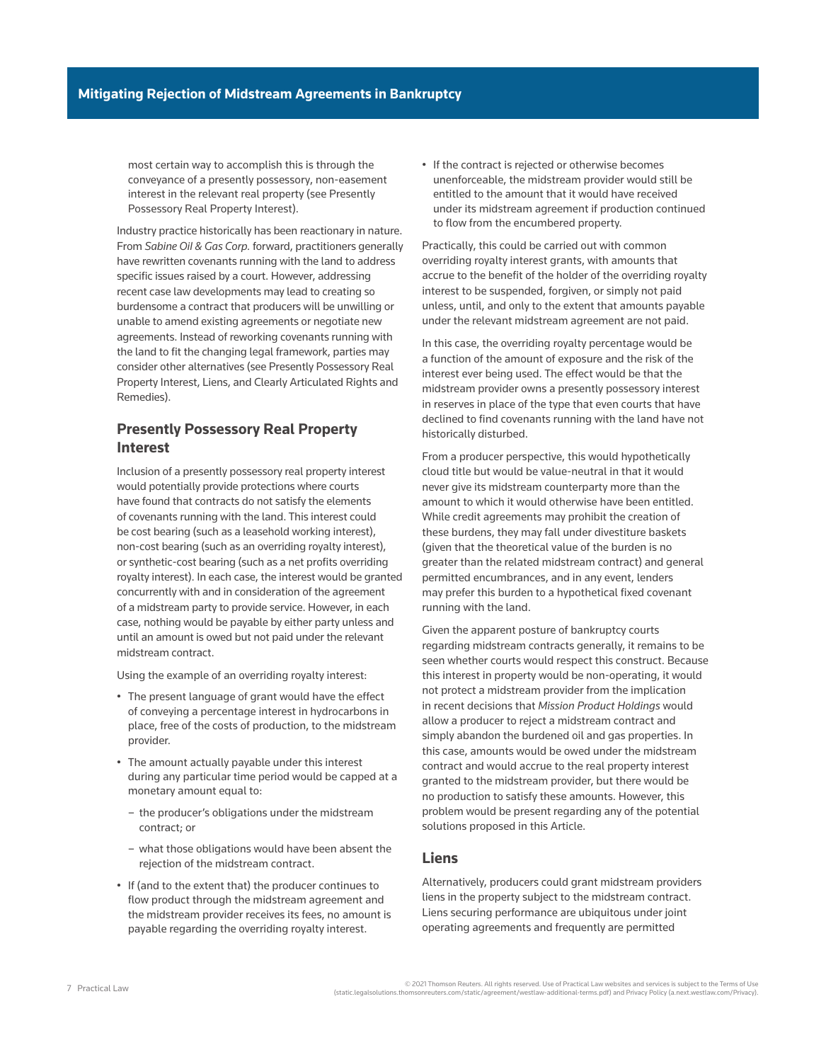most certain way to accomplish this is through the conveyance of a presently possessory, non-easement interest in the relevant real property (see Presently Possessory Real Property Interest).

Industry practice historically has been reactionary in nature. From *Sabine Oil & Gas Corp.* forward, practitioners generally have rewritten covenants running with the land to address specific issues raised by a court. However, addressing recent case law developments may lead to creating so burdensome a contract that producers will be unwilling or unable to amend existing agreements or negotiate new agreements. Instead of reworking covenants running with the land to fit the changing legal framework, parties may consider other alternatives (see Presently Possessory Real Property Interest, Liens, and Clearly Articulated Rights and Remedies).

## Presently Possessory Real Property Interest

Inclusion of a presently possessory real property interest would potentially provide protections where courts have found that contracts do not satisfy the elements of covenants running with the land. This interest could be cost bearing (such as a leasehold working interest), non-cost bearing (such as an overriding royalty interest), or synthetic-cost bearing (such as a net profits overriding royalty interest). In each case, the interest would be granted concurrently with and in consideration of the agreement of a midstream party to provide service. However, in each case, nothing would be payable by either party unless and until an amount is owed but not paid under the relevant midstream contract.

Using the example of an overriding royalty interest:

- The present language of grant would have the effect of conveying a percentage interest in hydrocarbons in place, free of the costs of production, to the midstream provider.
- The amount actually payable under this interest during any particular time period would be capped at a monetary amount equal to:
  - the producer's obligations under the midstream contract; or
  - what those obligations would have been absent the rejection of the midstream contract.
- If (and to the extent that) the producer continues to flow product through the midstream agreement and the midstream provider receives its fees, no amount is payable regarding the overriding royalty interest.
- If the contract is rejected or otherwise becomes unenforceable, the midstream provider would still be entitled to the amount that it would have received under its midstream agreement if production continued to flow from the encumbered property.

Practically, this could be carried out with common overriding royalty interest grants, with amounts that accrue to the benefit of the holder of the overriding royalty interest to be suspended, forgiven, or simply not paid unless, until, and only to the extent that amounts payable under the relevant midstream agreement are not paid.

In this case, the overriding royalty percentage would be a function of the amount of exposure and the risk of the interest ever being used. The effect would be that the midstream provider owns a presently possessory interest in reserves in place of the type that even courts that have declined to find covenants running with the land have not historically disturbed.

From a producer perspective, this would hypothetically cloud title but would be value-neutral in that it would never give its midstream counterparty more than the amount to which it would otherwise have been entitled. While credit agreements may prohibit the creation of these burdens, they may fall under divestiture baskets (given that the theoretical value of the burden is no greater than the related midstream contract) and general permitted encumbrances, and in any event, lenders may prefer this burden to a hypothetical fixed covenant running with the land.

Given the apparent posture of bankruptcy courts regarding midstream contracts generally, it remains to be seen whether courts would respect this construct. Because this interest in property would be non-operating, it would not protect a midstream provider from the implication in recent decisions that *Mission Product Holdings* would allow a producer to reject a midstream contract and simply abandon the burdened oil and gas properties. In this case, amounts would be owed under the midstream contract and would accrue to the real property interest granted to the midstream provider, but there would be no production to satisfy these amounts. However, this problem would be present regarding any of the potential solutions proposed in this Article.

## Liens

Alternatively, producers could grant midstream providers liens in the property subject to the midstream contract. Liens securing performance are ubiquitous under joint operating agreements and frequently are permitted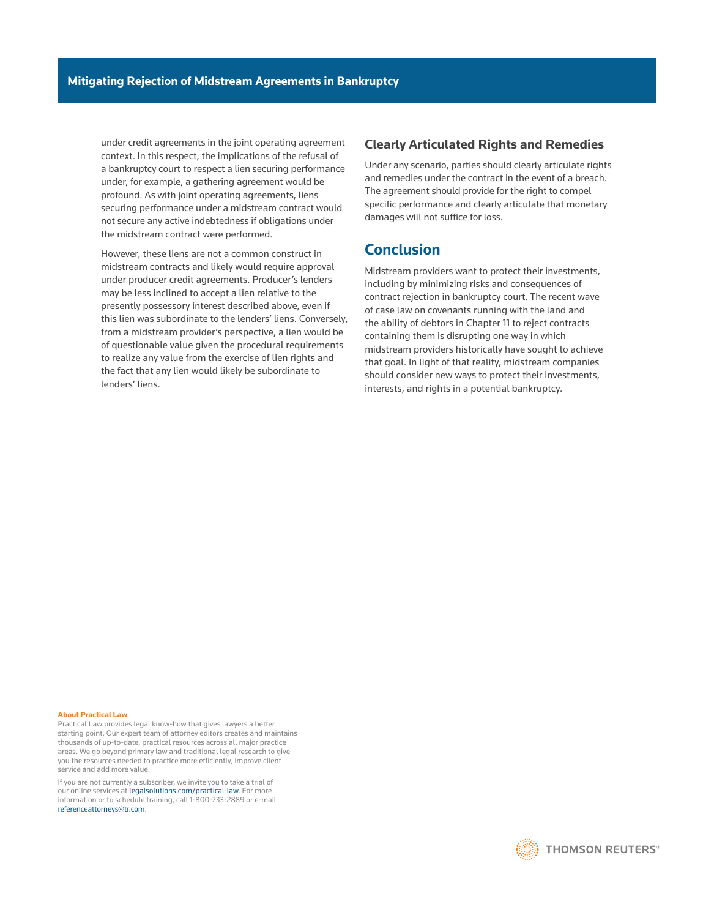under credit agreements in the joint operating agreement context. In this respect, the implications of the refusal of a bankruptcy court to respect a lien securing performance under, for example, a gathering agreement would be profound. As with joint operating agreements, liens securing performance under a midstream contract would not secure any active indebtedness if obligations under the midstream contract were performed.

However, these liens are not a common construct in midstream contracts and likely would require approval under producer credit agreements. Producer's lenders may be less inclined to accept a lien relative to the presently possessory interest described above, even if this lien was subordinate to the lenders' liens. Conversely, from a midstream provider's perspective, a lien would be of questionable value given the procedural requirements to realize any value from the exercise of lien rights and the fact that any lien would likely be subordinate to lenders' liens.

### Clearly Articulated Rights and Remedies

Under any scenario, parties should clearly articulate rights and remedies under the contract in the event of a breach. The agreement should provide for the right to compel specific performance and clearly articulate that monetary damages will not suffice for loss.

## Conclusion

Midstream providers want to protect their investments, including by minimizing risks and consequences of contract rejection in bankruptcy court. The recent wave of case law on covenants running with the land and the ability of debtors in Chapter 11 to reject contracts containing them is disrupting one way in which midstream providers historically have sought to achieve that goal. In light of that reality, midstream companies should consider new ways to protect their investments, interests, and rights in a potential bankruptcy.

**About Practical Law**

Practical Law provides legal know-how that gives lawyers a better starting point. Our expert team of attorney editors creates and maintains thousands of up-to-date, practical resources across all major practice areas. We go beyond primary law and traditional legal research to give you the resources needed to practice more efficiently, improve client service and add more value.

If you are not currently a subscriber, we invite you to take a trial of our online services at legalsolutions.com/practical-law. For more information or to schedule training, call 1-800-733-2889 or e-mail referenceattorneys@tr.com.

THOMSON REUTERS®